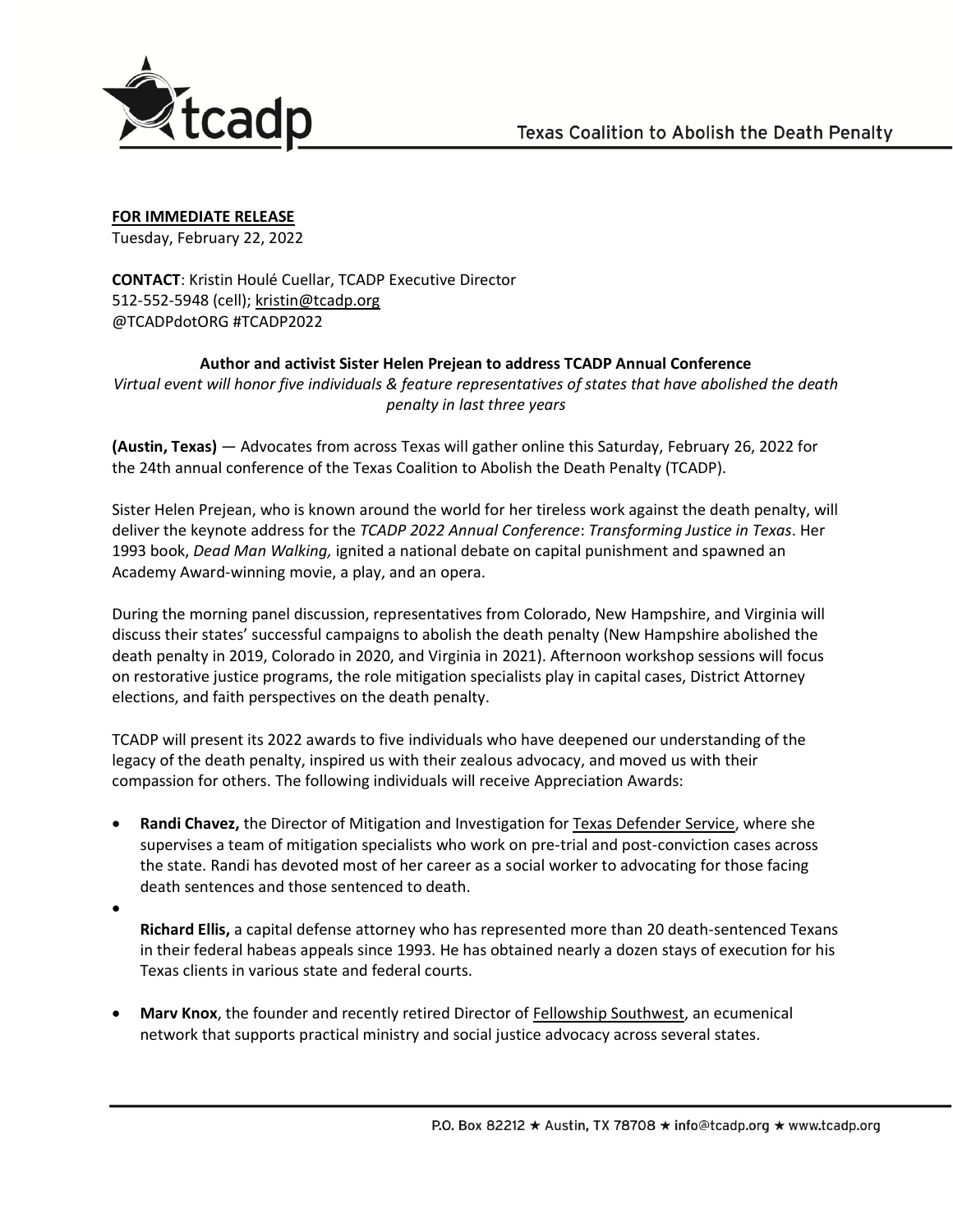Texas Coalition to Abolish the Death Penalty

**FOR IMMEDIATE RELEASE**
Tuesday, February 22, 2022

**CONTACT**: Kristin Houlé Cuellar, TCADP Executive Director
512-552-5948 (cell); kristin@tcadp.org
@TCADPdotORG #TCADP2022

**Author and activist Sister Helen Prejean to address TCADP Annual Conference**

*Virtual event will honor five individuals & feature representatives of states that have abolished the death penalty in last three years*

**(Austin, Texas)** — Advocates from across Texas will gather online this Saturday, February 26, 2022 for the 24th annual conference of the Texas Coalition to Abolish the Death Penalty (TCADP).

Sister Helen Prejean, who is known around the world for her tireless work against the death penalty, will deliver the keynote address for the *TCADP 2022 Annual Conference*: *Transforming Justice in Texas*. Her 1993 book, *Dead Man Walking,* ignited a national debate on capital punishment and spawned an Academy Award-winning movie, a play, and an opera.

During the morning panel discussion, representatives from Colorado, New Hampshire, and Virginia will discuss their states' successful campaigns to abolish the death penalty (New Hampshire abolished the death penalty in 2019, Colorado in 2020, and Virginia in 2021). Afternoon workshop sessions will focus on restorative justice programs, the role mitigation specialists play in capital cases, District Attorney elections, and faith perspectives on the death penalty.

TCADP will present its 2022 awards to five individuals who have deepened our understanding of the legacy of the death penalty, inspired us with their zealous advocacy, and moved us with their compassion for others. The following individuals will receive Appreciation Awards:

- **Randi Chavez,** the Director of Mitigation and Investigation for Texas Defender Service, where she supervises a team of mitigation specialists who work on pre-trial and post-conviction cases across the state. Randi has devoted most of her career as a social worker to advocating for those facing death sentences and those sentenced to death.
- **Richard Ellis,** a capital defense attorney who has represented more than 20 death-sentenced Texans in their federal habeas appeals since 1993. He has obtained nearly a dozen stays of execution for his Texas clients in various state and federal courts.
- **Marv Knox**, the founder and recently retired Director of Fellowship Southwest, an ecumenical network that supports practical ministry and social justice advocacy across several states.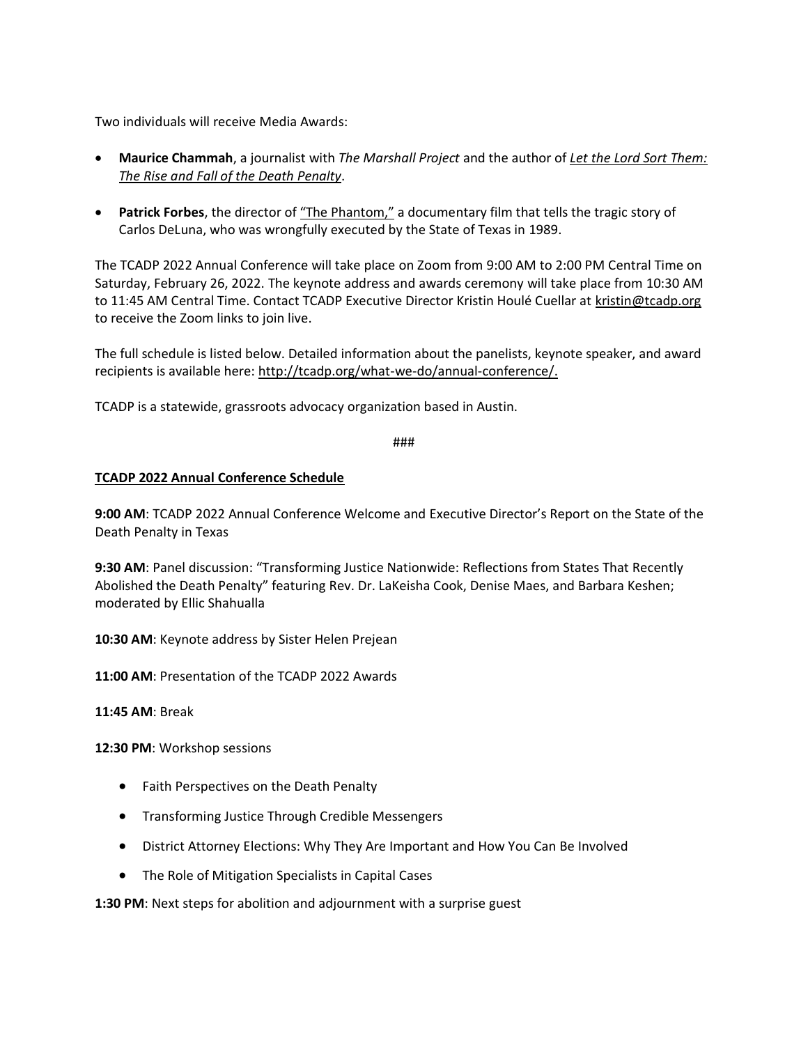Two individuals will receive Media Awards:

- **Maurice Chammah**, a journalist with *The Marshall Project* and the author of *Let the Lord Sort Them: The Rise and Fall of the Death Penalty*.

- **Patrick Forbes**, the director of "The Phantom," a documentary film that tells the tragic story of Carlos DeLuna, who was wrongfully executed by the State of Texas in 1989.

The TCADP 2022 Annual Conference will take place on Zoom from 9:00 AM to 2:00 PM Central Time on Saturday, February 26, 2022. The keynote address and awards ceremony will take place from 10:30 AM to 11:45 AM Central Time. Contact TCADP Executive Director Kristin Houlé Cuellar at kristin@tcadp.org to receive the Zoom links to join live.

The full schedule is listed below. Detailed information about the panelists, keynote speaker, and award recipients is available here: http://tcadp.org/what-we-do/annual-conference/.

TCADP is a statewide, grassroots advocacy organization based in Austin.

###

**TCADP 2022 Annual Conference Schedule**

**9:00 AM**: TCADP 2022 Annual Conference Welcome and Executive Director's Report on the State of the Death Penalty in Texas

**9:30 AM**: Panel discussion: "Transforming Justice Nationwide: Reflections from States That Recently Abolished the Death Penalty" featuring Rev. Dr. LaKeisha Cook, Denise Maes, and Barbara Keshen; moderated by Ellic Shahualla

**10:30 AM**: Keynote address by Sister Helen Prejean

**11:00 AM**: Presentation of the TCADP 2022 Awards

**11:45 AM**: Break

**12:30 PM**: Workshop sessions

- Faith Perspectives on the Death Penalty
- Transforming Justice Through Credible Messengers
- District Attorney Elections: Why They Are Important and How You Can Be Involved
- The Role of Mitigation Specialists in Capital Cases

**1:30 PM**: Next steps for abolition and adjournment with a surprise guest